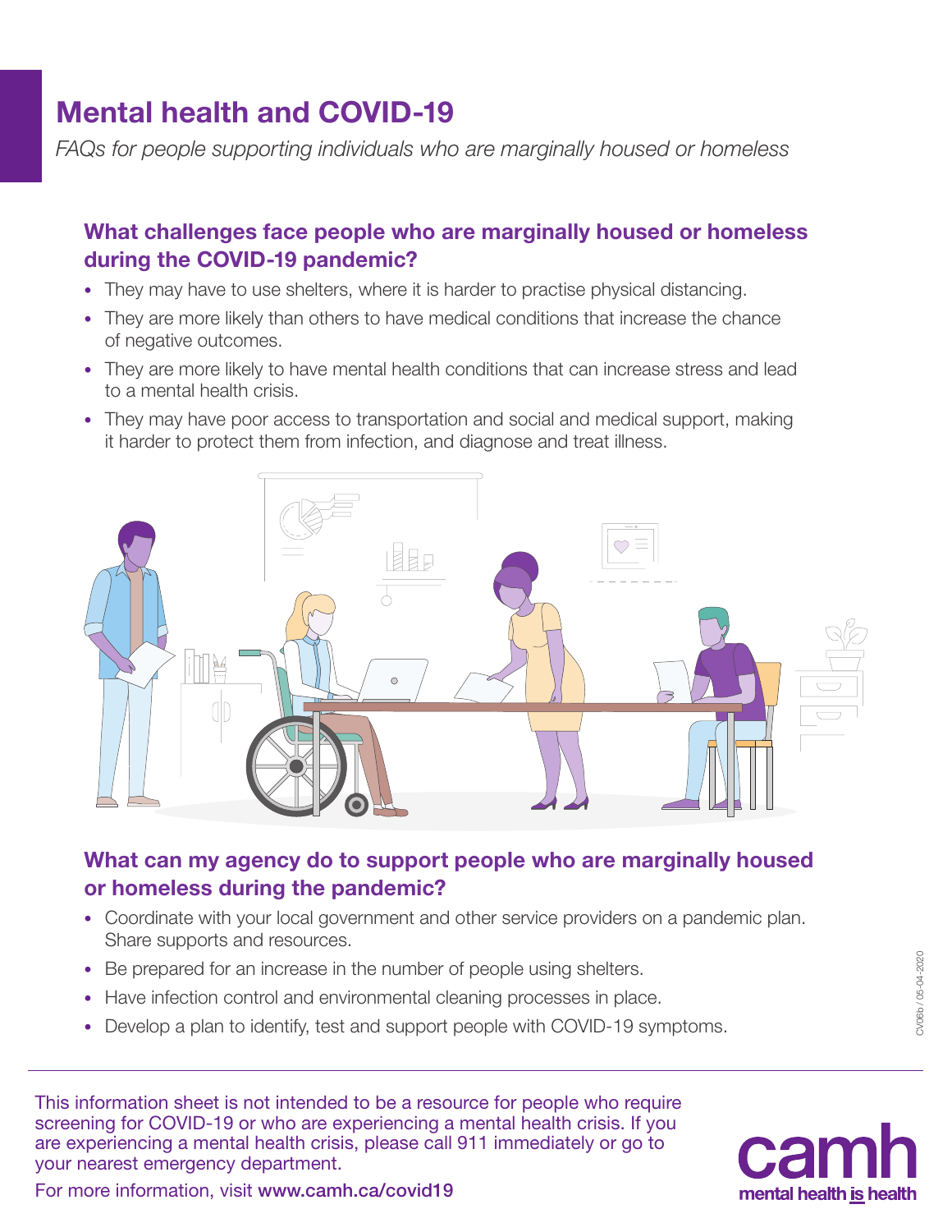# Mental health and COVID-19

*FAQs for people supporting individuals who are marginally housed or homeless*

## What challenges face people who are marginally housed or homeless during the COVID-19 pandemic?

- They may have to use shelters, where it is harder to practise physical distancing.
- They are more likely than others to have medical conditions that increase the chance of negative outcomes.
- They are more likely to have mental health conditions that can increase stress and lead to a mental health crisis.
- They may have poor access to transportation and social and medical support, making it harder to protect them from infection, and diagnose and treat illness.

## What can my agency do to support people who are marginally housed or homeless during the pandemic?

- Coordinate with your local government and other service providers on a pandemic plan. Share supports and resources.
- Be prepared for an increase in the number of people using shelters.
- Have infection control and environmental cleaning processes in place.
- Develop a plan to identify, test and support people with COVID-19 symptoms.

CV06b / 05-04-2020

---

This information sheet is not intended to be a resource for people who require screening for COVID-19 or who are experiencing a mental health crisis. If you are experiencing a mental health crisis, please call 911 immediately or go to your nearest emergency department.

For more information, visit **www.camh.ca/covid19**

camh
mental health is health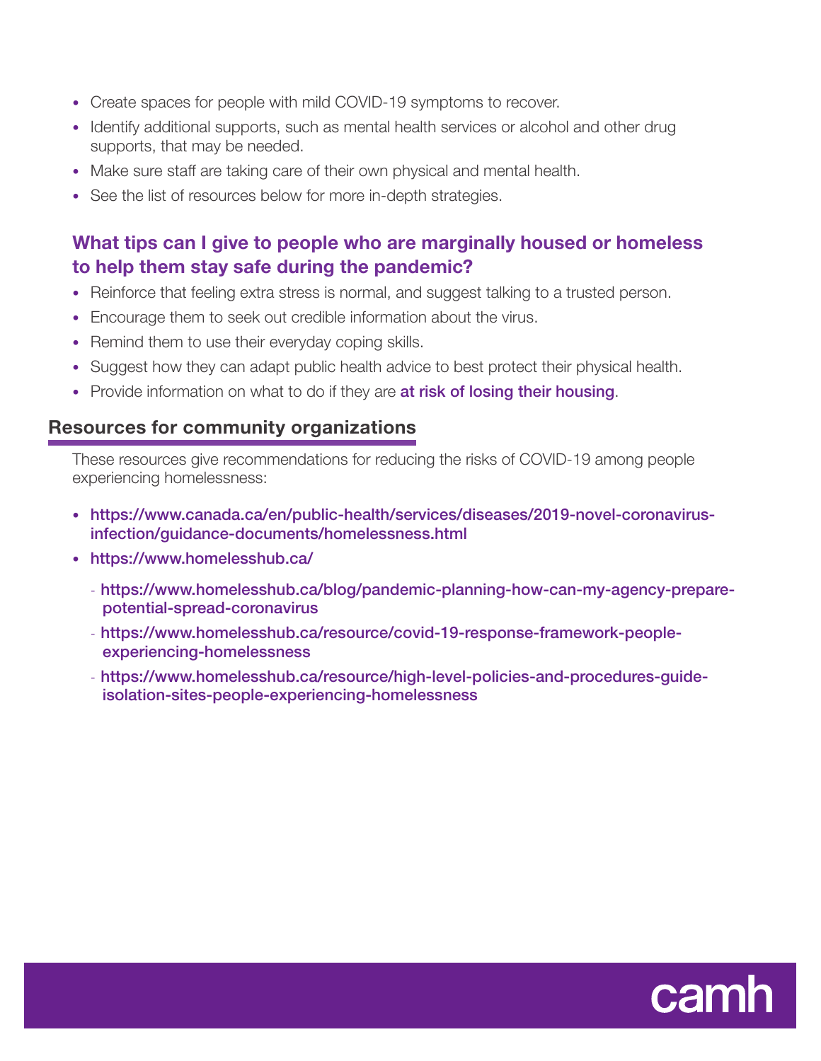- Create spaces for people with mild COVID-19 symptoms to recover.
- Identify additional supports, such as mental health services or alcohol and other drug supports, that may be needed.
- Make sure staff are taking care of their own physical and mental health.
- See the list of resources below for more in-depth strategies.

### What tips can I give to people who are marginally housed or homeless to help them stay safe during the pandemic?

- Reinforce that feeling extra stress is normal, and suggest talking to a trusted person.
- Encourage them to seek out credible information about the virus.
- Remind them to use their everyday coping skills.
- Suggest how they can adapt public health advice to best protect their physical health.
- Provide information on what to do if they are at risk of losing their housing.

## Resources for community organizations

These resources give recommendations for reducing the risks of COVID-19 among people experiencing homelessness:

- https://www.canada.ca/en/public-health/services/diseases/2019-novel-coronavirus-infection/guidance-documents/homelessness.html
- https://www.homelesshub.ca/
  - https://www.homelesshub.ca/blog/pandemic-planning-how-can-my-agency-prepare-potential-spread-coronavirus
  - https://www.homelesshub.ca/resource/covid-19-response-framework-people-experiencing-homelessness
  - https://www.homelesshub.ca/resource/high-level-policies-and-procedures-guide-isolation-sites-people-experiencing-homelessness